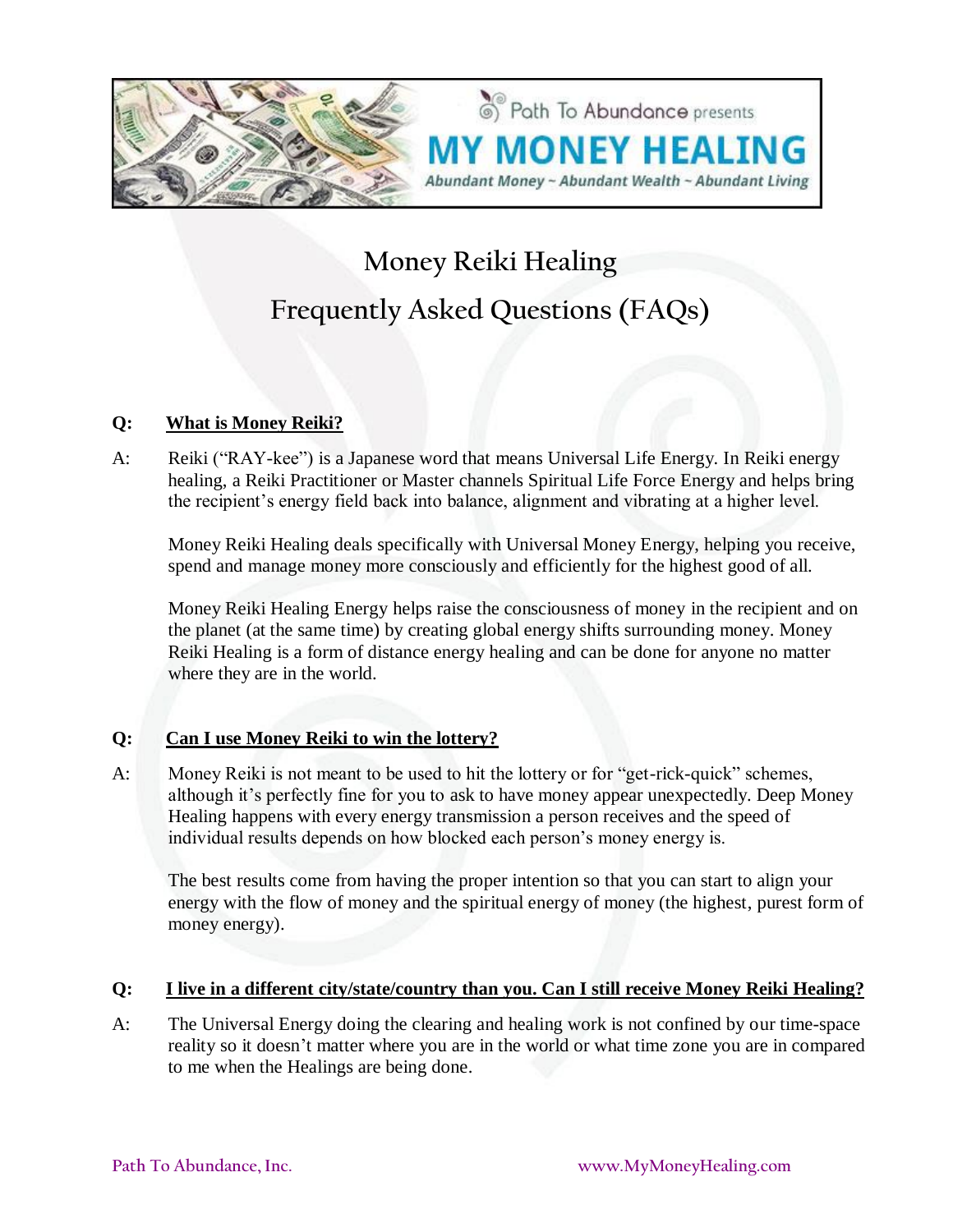Path To Abundance presents

# MY MONEY HEALING

*Abundant Money ~ Abundant Wealth ~ Abundant Living*

## Money Reiki Healing

## Frequently Asked Questions (FAQs)

**Q: <u>What is Money Reiki?</u>**

A: Reiki ("RAY-kee") is a Japanese word that means Universal Life Energy. In Reiki energy healing, a Reiki Practitioner or Master channels Spiritual Life Force Energy and helps bring the recipient's energy field back into balance, alignment and vibrating at a higher level.

Money Reiki Healing deals specifically with Universal Money Energy, helping you receive, spend and manage money more consciously and efficiently for the highest good of all.

Money Reiki Healing Energy helps raise the consciousness of money in the recipient and on the planet (at the same time) by creating global energy shifts surrounding money. Money Reiki Healing is a form of distance energy healing and can be done for anyone no matter where they are in the world.

**Q: <u>Can I use Money Reiki to win the lottery?</u>**

A: Money Reiki is not meant to be used to hit the lottery or for "get-rick-quick" schemes, although it's perfectly fine for you to ask to have money appear unexpectedly. Deep Money Healing happens with every energy transmission a person receives and the speed of individual results depends on how blocked each person's money energy is.

The best results come from having the proper intention so that you can start to align your energy with the flow of money and the spiritual energy of money (the highest, purest form of money energy).

**Q: <u>I live in a different city/state/country than you. Can I still receive Money Reiki Healing?</u>**

A: The Universal Energy doing the clearing and healing work is not confined by our time-space reality so it doesn't matter where you are in the world or what time zone you are in compared to me when the Healings are being done.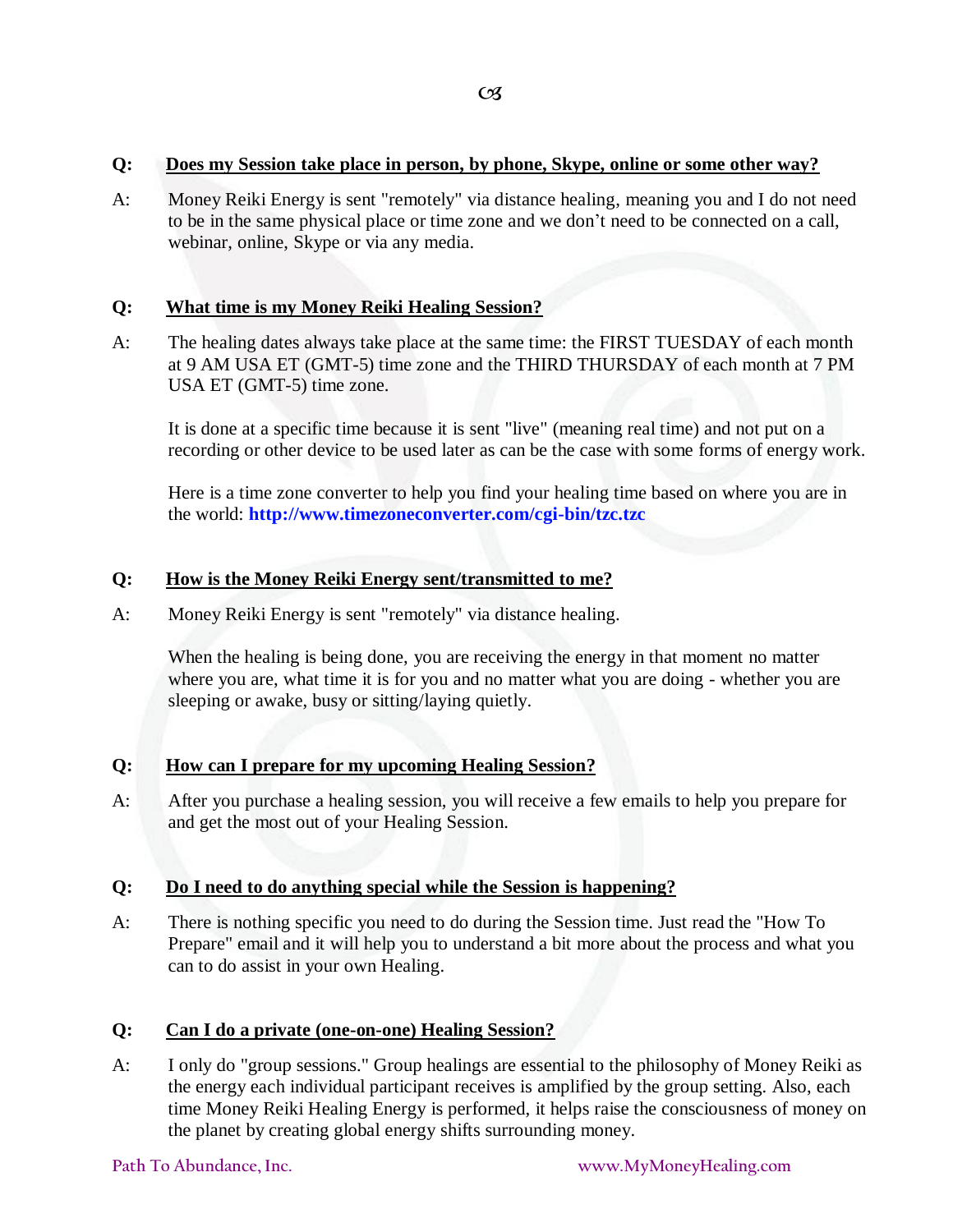**Q: Does my Session take place in person, by phone, Skype, online or some other way?**

A: Money Reiki Energy is sent "remotely" via distance healing, meaning you and I do not need to be in the same physical place or time zone and we don't need to be connected on a call, webinar, online, Skype or via any media.

**Q: What time is my Money Reiki Healing Session?**

A: The healing dates always take place at the same time: the FIRST TUESDAY of each month at 9 AM USA ET (GMT-5) time zone and the THIRD THURSDAY of each month at 7 PM USA ET (GMT-5) time zone.

It is done at a specific time because it is sent "live" (meaning real time) and not put on a recording or other device to be used later as can be the case with some forms of energy work.

Here is a time zone converter to help you find your healing time based on where you are in the world: **http://www.timezoneconverter.com/cgi-bin/tzc.tzc**

**Q: How is the Money Reiki Energy sent/transmitted to me?**

A: Money Reiki Energy is sent "remotely" via distance healing.

When the healing is being done, you are receiving the energy in that moment no matter where you are, what time it is for you and no matter what you are doing - whether you are sleeping or awake, busy or sitting/laying quietly.

**Q: How can I prepare for my upcoming Healing Session?**

A: After you purchase a healing session, you will receive a few emails to help you prepare for and get the most out of your Healing Session.

**Q: Do I need to do anything special while the Session is happening?**

A: There is nothing specific you need to do during the Session time. Just read the "How To Prepare" email and it will help you to understand a bit more about the process and what you can to do assist in your own Healing.

**Q: Can I do a private (one-on-one) Healing Session?**

A: I only do "group sessions." Group healings are essential to the philosophy of Money Reiki as the energy each individual participant receives is amplified by the group setting. Also, each time Money Reiki Healing Energy is performed, it helps raise the consciousness of money on the planet by creating global energy shifts surrounding money.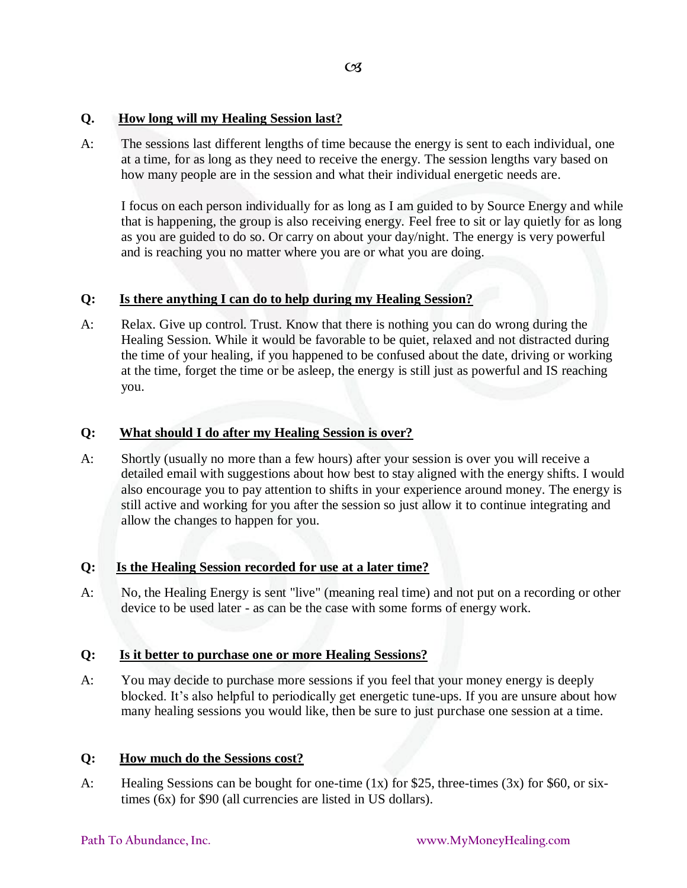**Q. How long will my Healing Session last?**

A: The sessions last different lengths of time because the energy is sent to each individual, one at a time, for as long as they need to receive the energy. The session lengths vary based on how many people are in the session and what their individual energetic needs are.

I focus on each person individually for as long as I am guided to by Source Energy and while that is happening, the group is also receiving energy. Feel free to sit or lay quietly for as long as you are guided to do so. Or carry on about your day/night. The energy is very powerful and is reaching you no matter where you are or what you are doing.

**Q: Is there anything I can do to help during my Healing Session?**

A: Relax. Give up control. Trust. Know that there is nothing you can do wrong during the Healing Session. While it would be favorable to be quiet, relaxed and not distracted during the time of your healing, if you happened to be confused about the date, driving or working at the time, forget the time or be asleep, the energy is still just as powerful and IS reaching you.

**Q: What should I do after my Healing Session is over?**

A: Shortly (usually no more than a few hours) after your session is over you will receive a detailed email with suggestions about how best to stay aligned with the energy shifts. I would also encourage you to pay attention to shifts in your experience around money. The energy is still active and working for you after the session so just allow it to continue integrating and allow the changes to happen for you.

**Q: Is the Healing Session recorded for use at a later time?**

A: No, the Healing Energy is sent "live" (meaning real time) and not put on a recording or other device to be used later - as can be the case with some forms of energy work.

**Q: Is it better to purchase one or more Healing Sessions?**

A: You may decide to purchase more sessions if you feel that your money energy is deeply blocked. It's also helpful to periodically get energetic tune-ups. If you are unsure about how many healing sessions you would like, then be sure to just purchase one session at a time.

**Q: How much do the Sessions cost?**

A: Healing Sessions can be bought for one-time (1x) for $25, three-times (3x) for $60, or six-times (6x) for $90 (all currencies are listed in US dollars).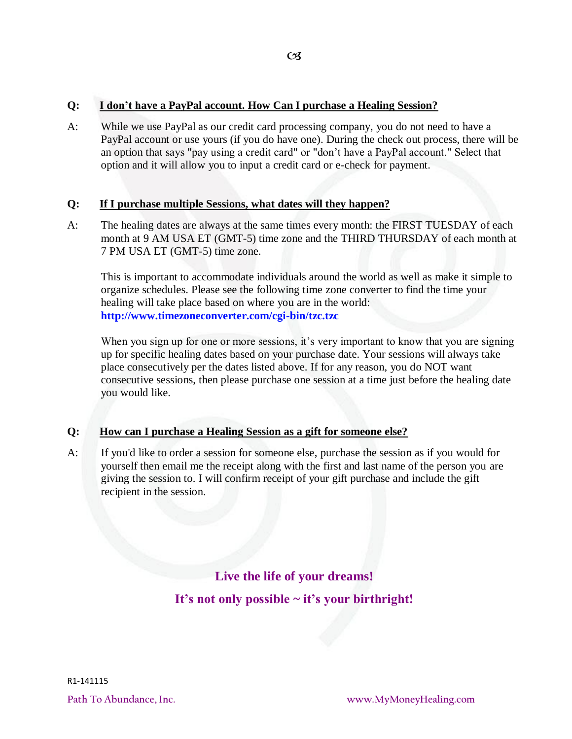**Q: I don't have a PayPal account. How Can I purchase a Healing Session?**

A: While we use PayPal as our credit card processing company, you do not need to have a PayPal account or use yours (if you do have one). During the check out process, there will be an option that says "pay using a credit card" or "don't have a PayPal account." Select that option and it will allow you to input a credit card or e-check for payment.

**Q: If I purchase multiple Sessions, what dates will they happen?**

A: The healing dates are always at the same times every month: the FIRST TUESDAY of each month at 9 AM USA ET (GMT-5) time zone and the THIRD THURSDAY of each month at 7 PM USA ET (GMT-5) time zone.

This is important to accommodate individuals around the world as well as make it simple to organize schedules. Please see the following time zone converter to find the time your healing will take place based on where you are in the world: **http://www.timezoneconverter.com/cgi-bin/tzc.tzc**

When you sign up for one or more sessions, it's very important to know that you are signing up for specific healing dates based on your purchase date. Your sessions will always take place consecutively per the dates listed above. If for any reason, you do NOT want consecutive sessions, then please purchase one session at a time just before the healing date you would like.

**Q: How can I purchase a Healing Session as a gift for someone else?**

A: If you'd like to order a session for someone else, purchase the session as if you would for yourself then email me the receipt along with the first and last name of the person you are giving the session to. I will confirm receipt of your gift purchase and include the gift recipient in the session.

**Live the life of your dreams!**

**It's not only possible ~ it's your birthright!**

R1-141115

Path To Abundance, Inc. www.MyMoneyHealing.com